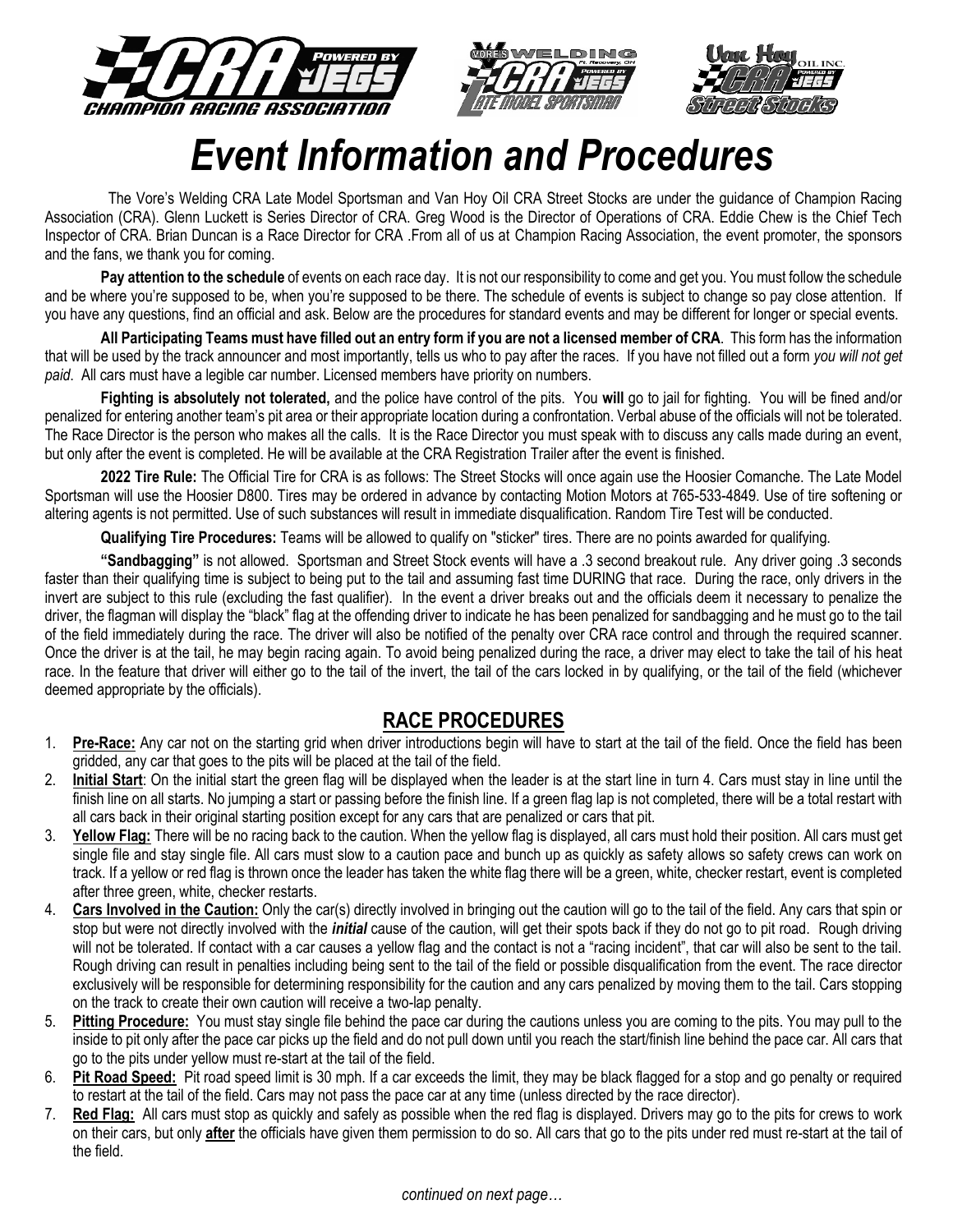# Event Information and Procedures

The Vore's Welding CRA Late Model Sportsman and Van Hoy Oil CRA Street Stocks are under the guidance of Champion Racing Association (CRA). Glenn Luckett is Series Director of CRA. Greg Wood is the Director of Operations of CRA. Eddie Chew is the Chief Tech Inspector of CRA. Brian Duncan is a Race Director for CRA .From all of us at Champion Racing Association, the event promoter, the sponsors and the fans, we thank you for coming.

**Pay attention to the schedule** of events on each race day. It is not our responsibility to come and get you. You must follow the schedule and be where you're supposed to be, when you're supposed to be there. The schedule of events is subject to change so pay close attention. If you have any questions, find an official and ask. Below are the procedures for standard events and may be different for longer or special events.

**All Participating Teams must have filled out an entry form if you are not a licensed member of CRA**. This form has the information that will be used by the track announcer and most importantly, tells us who to pay after the races. If you have not filled out a form *you will not get paid*. All cars must have a legible car number. Licensed members have priority on numbers.

**Fighting is absolutely not tolerated,** and the police have control of the pits. You **will** go to jail for fighting. You will be fined and/or penalized for entering another team's pit area or their appropriate location during a confrontation. Verbal abuse of the officials will not be tolerated. The Race Director is the person who makes all the calls. It is the Race Director you must speak with to discuss any calls made during an event, but only after the event is completed. He will be available at the CRA Registration Trailer after the event is finished.

**2022 Tire Rule:** The Official Tire for CRA is as follows: The Street Stocks will once again use the Hoosier Comanche. The Late Model Sportsman will use the Hoosier D800. Tires may be ordered in advance by contacting Motion Motors at 765-533-4849. Use of tire softening or altering agents is not permitted. Use of such substances will result in immediate disqualification. Random Tire Test will be conducted.

**Qualifying Tire Procedures:** Teams will be allowed to qualify on "sticker" tires. There are no points awarded for qualifying.

**"Sandbagging"** is not allowed. Sportsman and Street Stock events will have a .3 second breakout rule. Any driver going .3 seconds faster than their qualifying time is subject to being put to the tail and assuming fast time DURING that race. During the race, only drivers in the invert are subject to this rule (excluding the fast qualifier). In the event a driver breaks out and the officials deem it necessary to penalize the driver, the flagman will display the "black" flag at the offending driver to indicate he has been penalized for sandbagging and he must go to the tail of the field immediately during the race. The driver will also be notified of the penalty over CRA race control and through the required scanner. Once the driver is at the tail, he may begin racing again. To avoid being penalized during the race, a driver may elect to take the tail of his heat race. In the feature that driver will either go to the tail of the invert, the tail of the cars locked in by qualifying, or the tail of the field (whichever deemed appropriate by the officials).

## RACE PROCEDURES

1. **Pre-Race:** Any car not on the starting grid when driver introductions begin will have to start at the tail of the field. Once the field has been gridded, any car that goes to the pits will be placed at the tail of the field.
2. **Initial Start**: On the initial start the green flag will be displayed when the leader is at the start line in turn 4. Cars must stay in line until the finish line on all starts. No jumping a start or passing before the finish line. If a green flag lap is not completed, there will be a total restart with all cars back in their original starting position except for any cars that are penalized or cars that pit.
3. **Yellow Flag:** There will be no racing back to the caution. When the yellow flag is displayed, all cars must hold their position. All cars must get single file and stay single file. All cars must slow to a caution pace and bunch up as quickly as safety allows so safety crews can work on track. If a yellow or red flag is thrown once the leader has taken the white flag there will be a green, white, checker restart, event is completed after three green, white, checker restarts.
4. **Cars Involved in the Caution:** Only the car(s) directly involved in bringing out the caution will go to the tail of the field. Any cars that spin or stop but were not directly involved with the ***initial*** cause of the caution, will get their spots back if they do not go to pit road. Rough driving will not be tolerated. If contact with a car causes a yellow flag and the contact is not a "racing incident", that car will also be sent to the tail. Rough driving can result in penalties including being sent to the tail of the field or possible disqualification from the event. The race director exclusively will be responsible for determining responsibility for the caution and any cars penalized by moving them to the tail. Cars stopping on the track to create their own caution will receive a two-lap penalty.
5. **Pitting Procedure:** You must stay single file behind the pace car during the cautions unless you are coming to the pits. You may pull to the inside to pit only after the pace car picks up the field and do not pull down until you reach the start/finish line behind the pace car. All cars that go to the pits under yellow must re-start at the tail of the field.
6. **Pit Road Speed:** Pit road speed limit is 30 mph. If a car exceeds the limit, they may be black flagged for a stop and go penalty or required to restart at the tail of the field. Cars may not pass the pace car at any time (unless directed by the race director).
7. **Red Flag:** All cars must stop as quickly and safely as possible when the red flag is displayed. Drivers may go to the pits for crews to work on their cars, but only **after** the officials have given them permission to do so. All cars that go to the pits under red must re-start at the tail of the field.

*continued on next page…*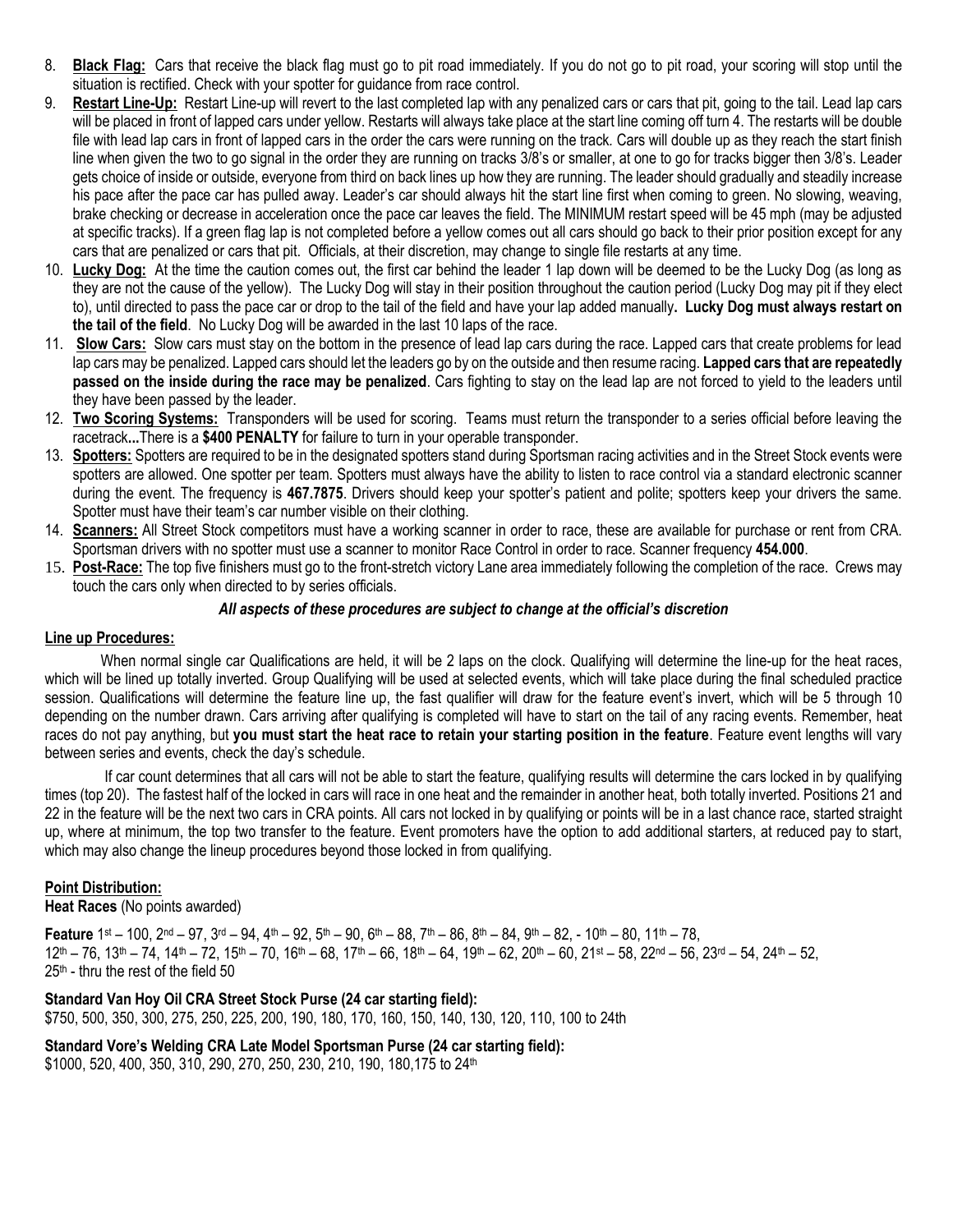8. **Black Flag:** Cars that receive the black flag must go to pit road immediately. If you do not go to pit road, your scoring will stop until the situation is rectified. Check with your spotter for guidance from race control.
9. **Restart Line-Up:** Restart Line-up will revert to the last completed lap with any penalized cars or cars that pit, going to the tail. Lead lap cars will be placed in front of lapped cars under yellow. Restarts will always take place at the start line coming off turn 4. The restarts will be double file with lead lap cars in front of lapped cars in the order the cars were running on the track. Cars will double up as they reach the start finish line when given the two to go signal in the order they are running on tracks 3/8's or smaller, at one to go for tracks bigger then 3/8's. Leader gets choice of inside or outside, everyone from third on back lines up how they are running. The leader should gradually and steadily increase his pace after the pace car has pulled away. Leader's car should always hit the start line first when coming to green. No slowing, weaving, brake checking or decrease in acceleration once the pace car leaves the field. The MINIMUM restart speed will be 45 mph (may be adjusted at specific tracks). If a green flag lap is not completed before a yellow comes out all cars should go back to their prior position except for any cars that are penalized or cars that pit. Officials, at their discretion, may change to single file restarts at any time.
10. **Lucky Dog:** At the time the caution comes out, the first car behind the leader 1 lap down will be deemed to be the Lucky Dog (as long as they are not the cause of the yellow). The Lucky Dog will stay in their position throughout the caution period (Lucky Dog may pit if they elect to), until directed to pass the pace car or drop to the tail of the field and have your lap added manually**. Lucky Dog must always restart on the tail of the field**. No Lucky Dog will be awarded in the last 10 laps of the race.
11. **Slow Cars:** Slow cars must stay on the bottom in the presence of lead lap cars during the race. Lapped cars that create problems for lead lap cars may be penalized. Lapped cars should let the leaders go by on the outside and then resume racing. **Lapped cars that are repeatedly passed on the inside during the race may be penalized**. Cars fighting to stay on the lead lap are not forced to yield to the leaders until they have been passed by the leader.
12. **Two Scoring Systems:** Transponders will be used for scoring. Teams must return the transponder to a series official before leaving the racetrack**...**There is a **$400 PENALTY** for failure to turn in your operable transponder.
13. **Spotters:** Spotters are required to be in the designated spotters stand during Sportsman racing activities and in the Street Stock events were spotters are allowed. One spotter per team. Spotters must always have the ability to listen to race control via a standard electronic scanner during the event. The frequency is **467.7875**. Drivers should keep your spotter's patient and polite; spotters keep your drivers the same. Spotter must have their team's car number visible on their clothing.
14. **Scanners:** All Street Stock competitors must have a working scanner in order to race, these are available for purchase or rent from CRA. Sportsman drivers with no spotter must use a scanner to monitor Race Control in order to race. Scanner frequency **454.000**.
15. **Post-Race:** The top five finishers must go to the front-stretch victory Lane area immediately following the completion of the race. Crews may touch the cars only when directed to by series officials.

***All aspects of these procedures are subject to change at the official's discretion***

**Line up Procedures:**

When normal single car Qualifications are held, it will be 2 laps on the clock. Qualifying will determine the line-up for the heat races, which will be lined up totally inverted. Group Qualifying will be used at selected events, which will take place during the final scheduled practice session. Qualifications will determine the feature line up, the fast qualifier will draw for the feature event's invert, which will be 5 through 10 depending on the number drawn. Cars arriving after qualifying is completed will have to start on the tail of any racing events. Remember, heat races do not pay anything, but **you must start the heat race to retain your starting position in the feature**. Feature event lengths will vary between series and events, check the day's schedule.

If car count determines that all cars will not be able to start the feature, qualifying results will determine the cars locked in by qualifying times (top 20). The fastest half of the locked in cars will race in one heat and the remainder in another heat, both totally inverted. Positions 21 and 22 in the feature will be the next two cars in CRA points. All cars not locked in by qualifying or points will be in a last chance race, started straight up, where at minimum, the top two transfer to the feature. Event promoters have the option to add additional starters, at reduced pay to start, which may also change the lineup procedures beyond those locked in from qualifying.

**Point Distribution:**

**Heat Races** (No points awarded)

**Feature** 1st – 100, 2nd – 97, 3rd – 94, 4th – 92, 5th – 90, 6th – 88, 7th – 86, 8th – 84, 9th – 82, - 10th – 80, 11th – 78, 12th – 76, 13th – 74, 14th – 72, 15th – 70, 16th – 68, 17th – 66, 18th – 64, 19th – 62, 20th – 60, 21st – 58, 22nd – 56, 23rd – 54, 24th – 52, 25th - thru the rest of the field 50

**Standard Van Hoy Oil CRA Street Stock Purse (24 car starting field):**
$750, 500, 350, 300, 275, 250, 225, 200, 190, 180, 170, 160, 150, 140, 130, 120, 110, 100 to 24th

**Standard Vore's Welding CRA Late Model Sportsman Purse (24 car starting field):**
$1000, 520, 400, 350, 310, 290, 270, 250, 230, 210, 190, 180,175 to 24th